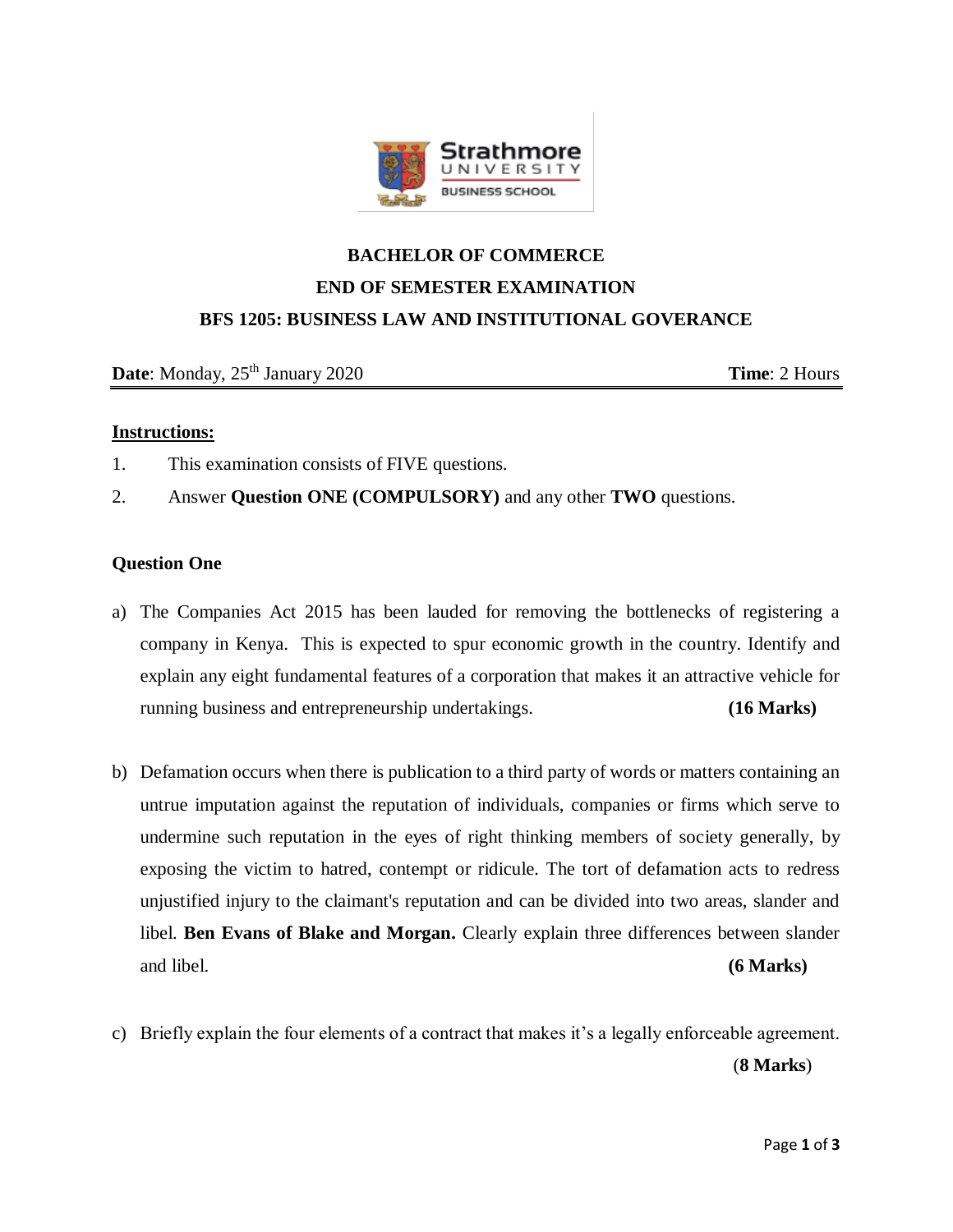**BACHELOR OF COMMERCE**

**END OF SEMESTER EXAMINATION**

**BFS 1205: BUSINESS LAW AND INSTITUTIONAL GOVERANCE**

**Date**: Monday, 25th January 2020 **Time**: 2 Hours

**Instructions:**

1. This examination consists of FIVE questions.
2. Answer **Question ONE (COMPULSORY)** and any other **TWO** questions.

**Question One**

a) The Companies Act 2015 has been lauded for removing the bottlenecks of registering a company in Kenya. This is expected to spur economic growth in the country. Identify and explain any eight fundamental features of a corporation that makes it an attractive vehicle for running business and entrepreneurship undertakings. **(16 Marks)**

b) Defamation occurs when there is publication to a third party of words or matters containing an untrue imputation against the reputation of individuals, companies or firms which serve to undermine such reputation in the eyes of right thinking members of society generally, by exposing the victim to hatred, contempt or ridicule. The tort of defamation acts to redress unjustified injury to the claimant's reputation and can be divided into two areas, slander and libel. **Ben Evans of Blake and Morgan.** Clearly explain three differences between slander and libel. **(6 Marks)**

c) Briefly explain the four elements of a contract that makes it's a legally enforceable agreement. (**8 Marks**)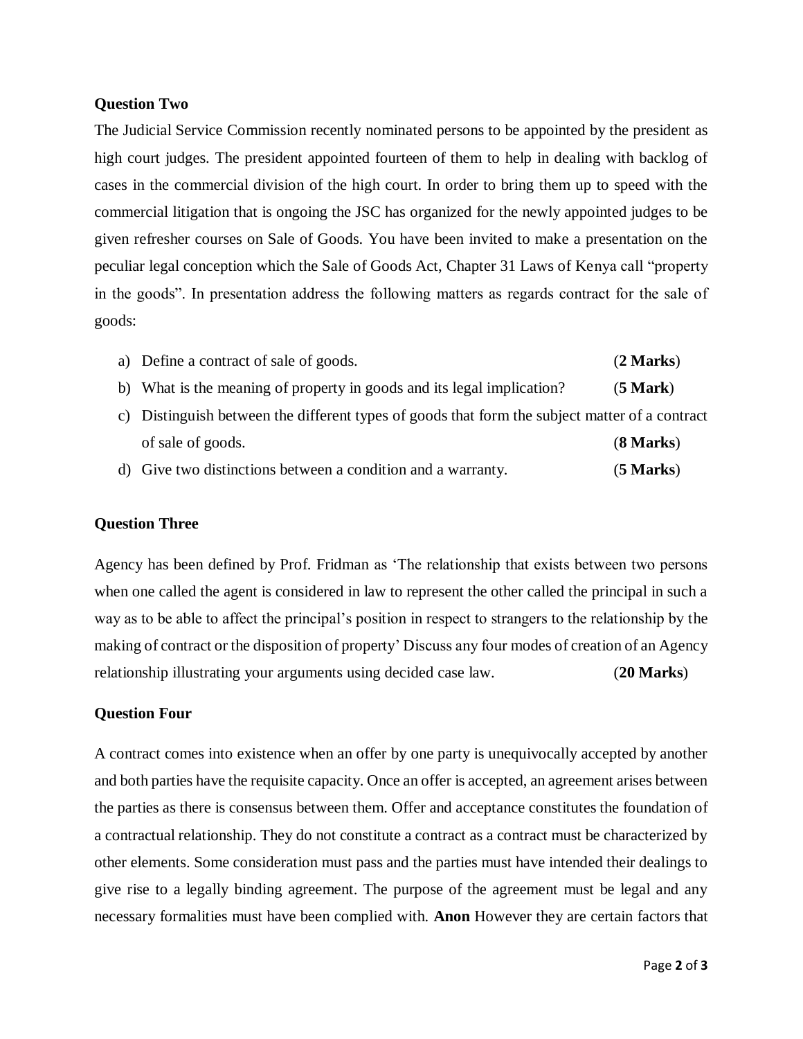**Question Two**

The Judicial Service Commission recently nominated persons to be appointed by the president as high court judges. The president appointed fourteen of them to help in dealing with backlog of cases in the commercial division of the high court. In order to bring them up to speed with the commercial litigation that is ongoing the JSC has organized for the newly appointed judges to be given refresher courses on Sale of Goods. You have been invited to make a presentation on the peculiar legal conception which the Sale of Goods Act, Chapter 31 Laws of Kenya call "property in the goods". In presentation address the following matters as regards contract for the sale of goods:

a) Define a contract of sale of goods. (**2 Marks**)

b) What is the meaning of property in goods and its legal implication? (**5 Mark**)

c) Distinguish between the different types of goods that form the subject matter of a contract of sale of goods. (**8 Marks**)

d) Give two distinctions between a condition and a warranty. (**5 Marks**)

**Question Three**

Agency has been defined by Prof. Fridman as 'The relationship that exists between two persons when one called the agent is considered in law to represent the other called the principal in such a way as to be able to affect the principal's position in respect to strangers to the relationship by the making of contract or the disposition of property' Discuss any four modes of creation of an Agency relationship illustrating your arguments using decided case law. (**20 Marks**)

**Question Four**

A contract comes into existence when an offer by one party is unequivocally accepted by another and both parties have the requisite capacity. Once an offer is accepted, an agreement arises between the parties as there is consensus between them. Offer and acceptance constitutes the foundation of a contractual relationship. They do not constitute a contract as a contract must be characterized by other elements. Some consideration must pass and the parties must have intended their dealings to give rise to a legally binding agreement. The purpose of the agreement must be legal and any necessary formalities must have been complied with. **Anon** However they are certain factors that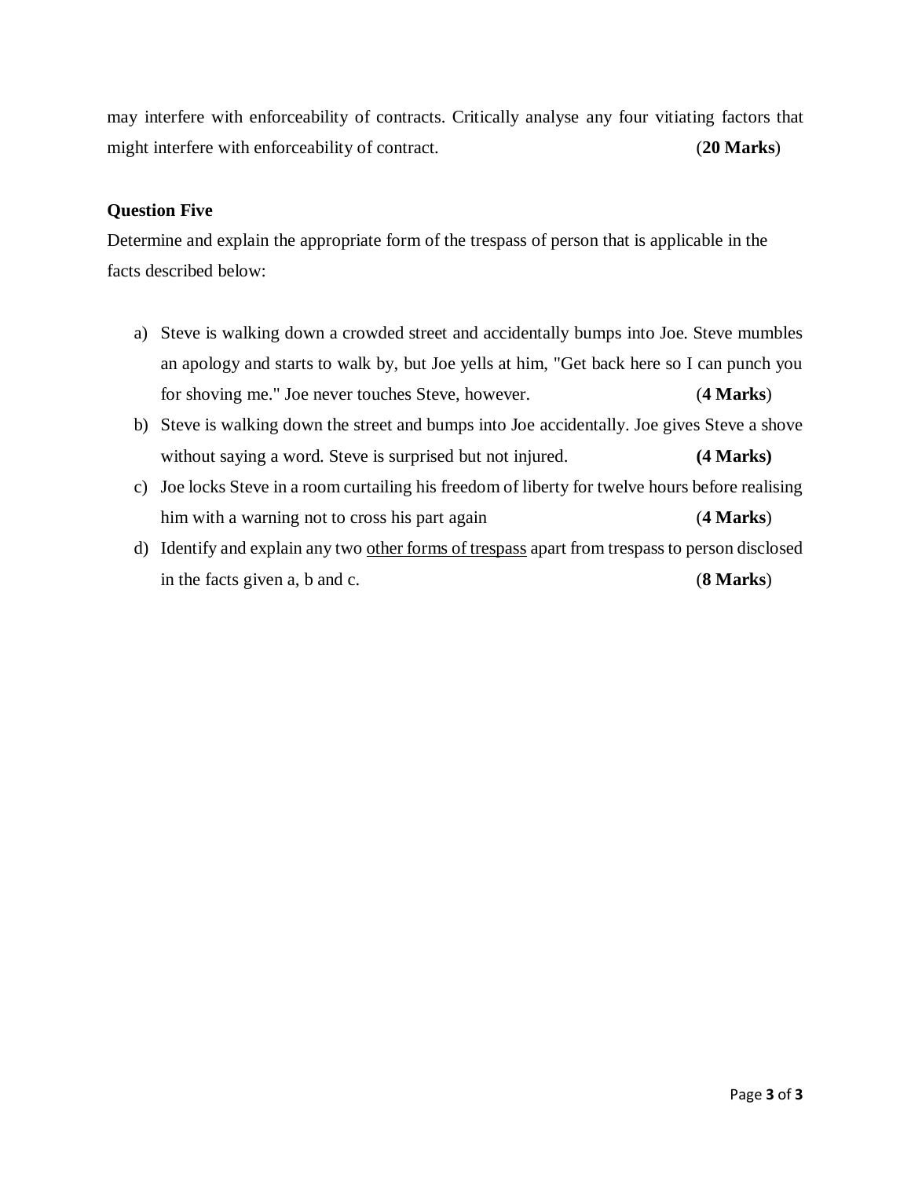may interfere with enforceability of contracts. Critically analyse any four vitiating factors that might interfere with enforceability of contract. (**20 Marks**)

**Question Five**

Determine and explain the appropriate form of the trespass of person that is applicable in the facts described below:

a) Steve is walking down a crowded street and accidentally bumps into Joe. Steve mumbles an apology and starts to walk by, but Joe yells at him, "Get back here so I can punch you for shoving me." Joe never touches Steve, however. (**4 Marks**)

b) Steve is walking down the street and bumps into Joe accidentally. Joe gives Steve a shove without saying a word. Steve is surprised but not injured. **(4 Marks)**

c) Joe locks Steve in a room curtailing his freedom of liberty for twelve hours before realising him with a warning not to cross his part again (**4 Marks**)

d) Identify and explain any two <u>other forms of trespass</u> apart from trespass to person disclosed in the facts given a, b and c. (**8 Marks**)